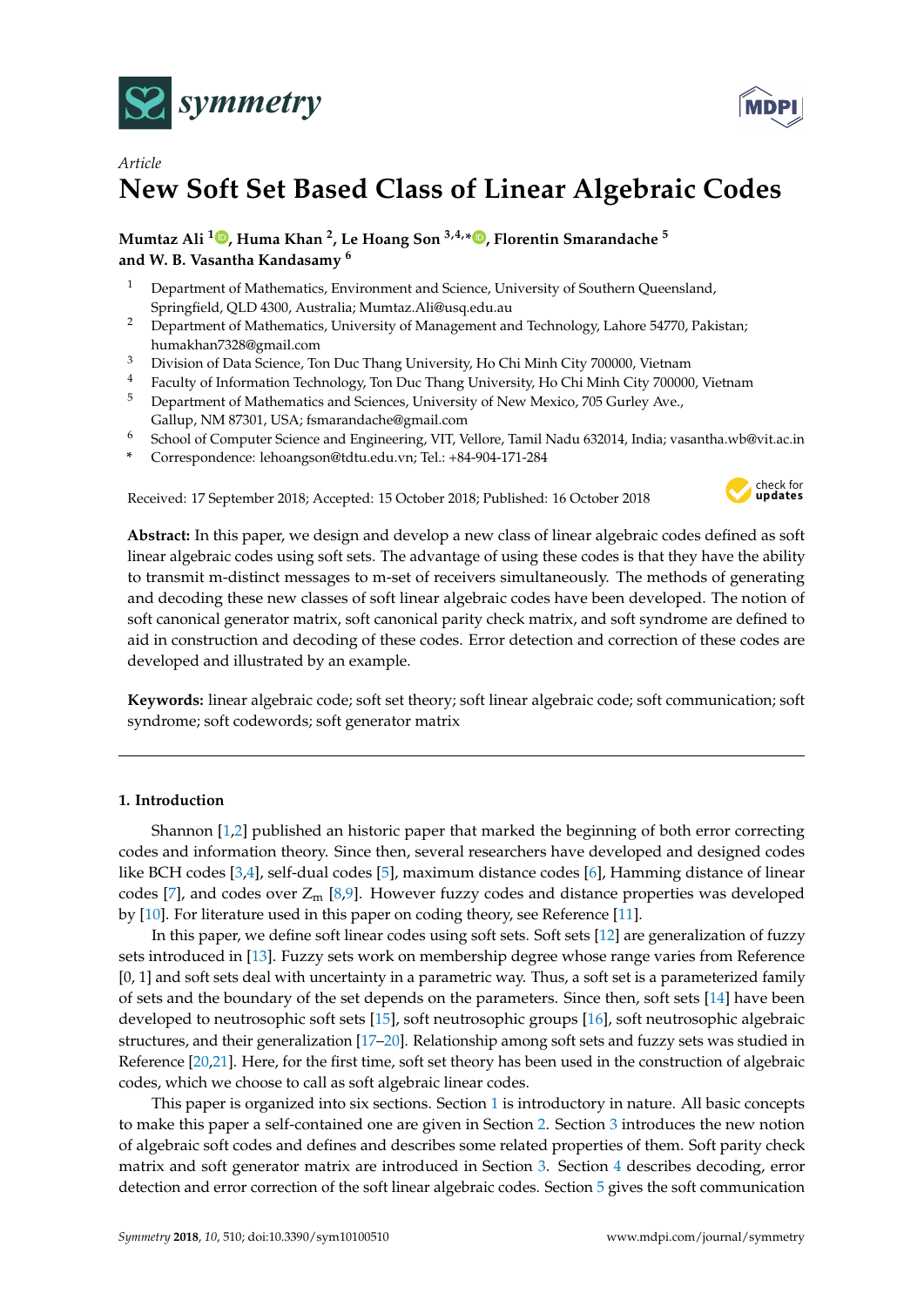*Article*

# New Soft Set Based Class of Linear Algebraic Codes

**Mumtaz Ali [1], Huma Khan [2], Le Hoang Son [3,4,*], Florentin Smarandache [5] and W. B. Vasantha Kandasamy [6]**

1. Department of Mathematics, Environment and Science, University of Southern Queensland, Springfield, QLD 4300, Australia; Mumtaz.Ali@usq.edu.au
2. Department of Mathematics, University of Management and Technology, Lahore 54770, Pakistan; humakhan7328@gmail.com
3. Division of Data Science, Ton Duc Thang University, Ho Chi Minh City 700000, Vietnam
4. Faculty of Information Technology, Ton Duc Thang University, Ho Chi Minh City 700000, Vietnam
5. Department of Mathematics and Sciences, University of New Mexico, 705 Gurley Ave., Gallup, NM 87301, USA; fsmarandache@gmail.com
6. School of Computer Science and Engineering, VIT, Vellore, Tamil Nadu 632014, India; vasantha.wb@vit.ac.in

\* Correspondence: lehoangson@tdtu.edu.vn; Tel.: +84-904-171-284

Received: 17 September 2018; Accepted: 15 October 2018; Published: 16 October 2018

**Abstract:** In this paper, we design and develop a new class of linear algebraic codes defined as soft linear algebraic codes using soft sets. The advantage of using these codes is that they have the ability to transmit m-distinct messages to m-set of receivers simultaneously. The methods of generating and decoding these new classes of soft linear algebraic codes have been developed. The notion of soft canonical generator matrix, soft canonical parity check matrix, and soft syndrome are defined to aid in construction and decoding of these codes. Error detection and correction of these codes are developed and illustrated by an example.

**Keywords:** linear algebraic code; soft set theory; soft linear algebraic code; soft communication; soft syndrome; soft codewords; soft generator matrix

## 1. Introduction

Shannon [1,2] published an historic paper that marked the beginning of both error correcting codes and information theory. Since then, several researchers have developed and designed codes like BCH codes [3,4], self-dual codes [5], maximum distance codes [6], Hamming distance of linear codes [7], and codes over $Z_m$ [8,9]. However fuzzy codes and distance properties was developed by [10]. For literature used in this paper on coding theory, see Reference [11].

In this paper, we define soft linear codes using soft sets. Soft sets [12] are generalization of fuzzy sets introduced in [13]. Fuzzy sets work on membership degree whose range varies from Reference [0, 1] and soft sets deal with uncertainty in a parametric way. Thus, a soft set is a parameterized family of sets and the boundary of the set depends on the parameters. Since then, soft sets [14] have been developed to neutrosophic soft sets [15], soft neutrosophic groups [16], soft neutrosophic algebraic structures, and their generalization [17–20]. Relationship among soft sets and fuzzy sets was studied in Reference [20,21]. Here, for the first time, soft set theory has been used in the construction of algebraic codes, which we choose to call as soft algebraic linear codes.

This paper is organized into six sections. Section 1 is introductory in nature. All basic concepts to make this paper a self-contained one are given in Section 2. Section 3 introduces the new notion of algebraic soft codes and defines and describes some related properties of them. Soft parity check matrix and soft generator matrix are introduced in Section 3. Section 4 describes decoding, error detection and error correction of the soft linear algebraic codes. Section 5 gives the soft communication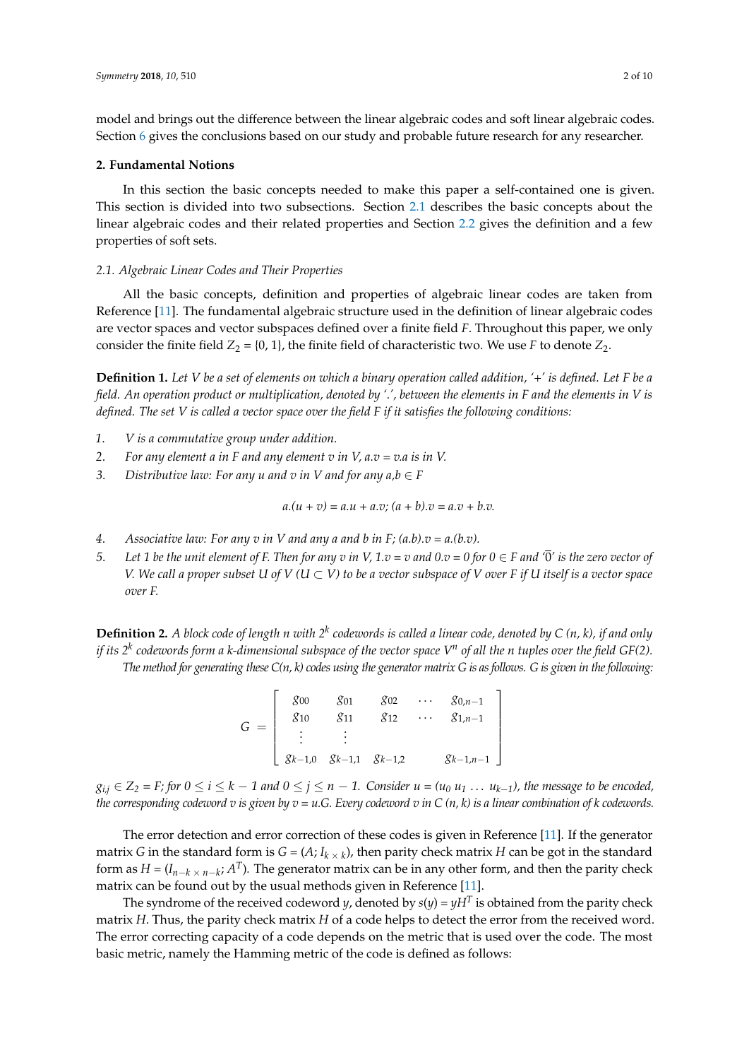model and brings out the difference between the linear algebraic codes and soft linear algebraic codes. Section 6 gives the conclusions based on our study and probable future research for any researcher.

## 2. Fundamental Notions

In this section the basic concepts needed to make this paper a self-contained one is given. This section is divided into two subsections. Section 2.1 describes the basic concepts about the linear algebraic codes and their related properties and Section 2.2 gives the definition and a few properties of soft sets.

### 2.1. Algebraic Linear Codes and Their Properties

All the basic concepts, definition and properties of algebraic linear codes are taken from Reference [11]. The fundamental algebraic structure used in the definition of linear algebraic codes are vector spaces and vector subspaces defined over a finite field $F$. Throughout this paper, we only consider the finite field $Z_2 = \{0, 1\}$, the finite field of characteristic two. We use $F$ to denote $Z_2$.

**Definition 1.** *Let $V$ be a set of elements on which a binary operation called addition, '+' is defined. Let $F$ be a field. An operation product or multiplication, denoted by '.', between the elements in $F$ and the elements in $V$ is defined. The set $V$ is called a vector space over the field $F$ if it satisfies the following conditions:*

1. *$V$ is a commutative group under addition.*
2. *For any element $a$ in $F$ and any element $v$ in $V$, $a.v = v.a$ is in $V$.*
3. *Distributive law: For any $u$ and $v$ in $V$ and for any $a,b \in F$*

$$a.(u + v) = a.u + a.v;\ (a + b).v = a.v + b.v.$$

4. *Associative law: For any $v$ in $V$ and any $a$ and $b$ in $F$; $(a.b).v = a.(b.v)$.*
5. *Let 1 be the unit element of $F$. Then for any $v$ in $V$, $1.v = v$ and $0.v = \overline{0}$ for $0 \in F$ and '$\overline{0}$' is the zero vector of $V$. We call a proper subset $U$ of $V$ ($U \subset V$) to be a vector subspace of $V$ over $F$ if $U$ itself is a vector space over $F$.*

**Definition 2.** *A block code of length $n$ with $2^k$ codewords is called a linear code, denoted by $C(n, k)$, if and only if its $2^k$ codewords form a $k$-dimensional subspace of the vector space $V^n$ of all the $n$ tuples over the field $GF(2)$. The method for generating these $C(n, k)$ codes using the generator matrix $G$ is as follows. $G$ is given in the following:*

$$G = \begin{bmatrix} g_{00} & g_{01} & g_{02} & \cdots & g_{0,n-1} \\ g_{10} & g_{11} & g_{12} & \cdots & g_{1,n-1} \\ \vdots & \vdots & & & \\ g_{k-1,0} & g_{k-1,1} & g_{k-1,2} & & g_{k-1,n-1} \end{bmatrix}$$

*$g_{i,j} \in Z_2 = F$; for $0 \le i \le k-1$ and $0 \le j \le n-1$. Consider $u = (u_0\ u_1\ \ldots\ u_{k-1})$, the message to be encoded, the corresponding codeword $v$ is given by $v = u.G$. Every codeword $v$ in $C(n, k)$ is a linear combination of $k$ codewords.*

The error detection and error correction of these codes is given in Reference [11]. If the generator matrix $G$ in the standard form is $G = (A; I_{k \times k})$, then parity check matrix $H$ can be got in the standard form as $H = (I_{n-k \times n-k}; A^T)$. The generator matrix can be in any other form, and then the parity check matrix can be found out by the usual methods given in Reference [11].

The syndrome of the received codeword $y$, denoted by $s(y) = yH^T$ is obtained from the parity check matrix $H$. Thus, the parity check matrix $H$ of a code helps to detect the error from the received word. The error correcting capacity of a code depends on the metric that is used over the code. The most basic metric, namely the Hamming metric of the code is defined as follows: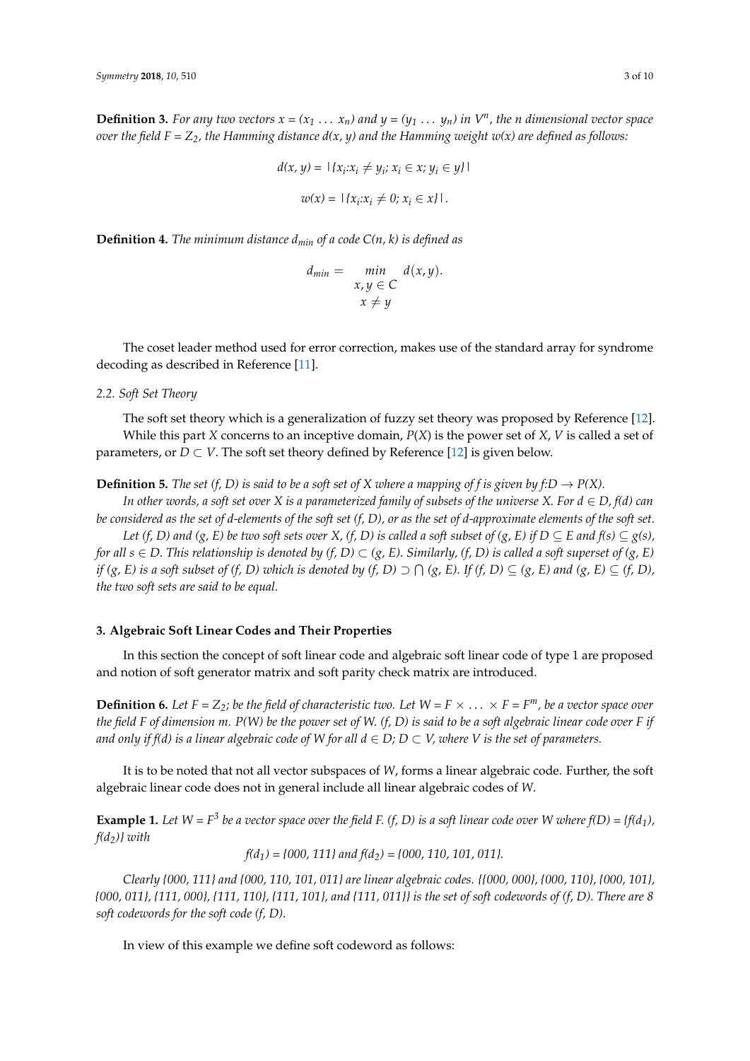**Definition 3.** *For any two vectors $x = (x_1 \ldots x_n)$ and $y = (y_1 \ldots y_n)$ in $V^n$, the n dimensional vector space over the field $F = Z_2$, the Hamming distance $d(x, y)$ and the Hamming weight $w(x)$ are defined as follows:*

$$d(x, y) = |\{x_i : x_i \neq y_i;\ x_i \in x;\ y_i \in y\}|$$

$$w(x) = |\{x_i : x_i \neq 0;\ x_i \in x\}|.$$

**Definition 4.** *The minimum distance $d_{min}$ of a code $C(n, k)$ is defined as*

$$d_{min} = \min_{\substack{x, y \in C \\ x \neq y}} d(x, y).$$

The coset leader method used for error correction, makes use of the standard array for syndrome decoding as described in Reference [11].

### 2.2. Soft Set Theory

The soft set theory which is a generalization of fuzzy set theory was proposed by Reference [12]. While this part $X$ concerns to an inceptive domain, $P(X)$ is the power set of $X$, $V$ is called a set of parameters, or $D \subset V$. The soft set theory defined by Reference [12] is given below.

**Definition 5.** *The set (f, D) is said to be a soft set of X where a mapping of f is given by $f{:}D \rightarrow P(X)$.*

*In other words, a soft set over X is a parameterized family of subsets of the universe X. For $d \in D$, f(d) can be considered as the set of d-elements of the soft set (f, D), or as the set of d-approximate elements of the soft set.*

*Let (f, D) and (g, E) be two soft sets over X, (f, D) is called a soft subset of (g, E) if $D \subseteq E$ and $f(s) \subseteq g(s)$, for all $s \in D$. This relationship is denoted by $(f, D) \subset (g, E)$. Similarly, (f, D) is called a soft superset of (g, E) if (g, E) is a soft subset of (f, D) which is denoted by $(f, D) \supset \bigcap (g, E)$. If $(f, D) \subseteq (g, E)$ and $(g, E) \subseteq (f, D)$, the two soft sets are said to be equal.*

## 3. Algebraic Soft Linear Codes and Their Properties

In this section the concept of soft linear code and algebraic soft linear code of type 1 are proposed and notion of soft generator matrix and soft parity check matrix are introduced.

**Definition 6.** *Let $F = Z_2$; be the field of characteristic two. Let $W = F \times \ldots \times F = F^m$, be a vector space over the field F of dimension m. P(W) be the power set of W. (f, D) is said to be a soft algebraic linear code over F if and only if f(d) is a linear algebraic code of W for all $d \in D$; $D \subset V$, where V is the set of parameters.*

It is to be noted that not all vector subspaces of $W$, forms a linear algebraic code. Further, the soft algebraic linear code does not in general include all linear algebraic codes of $W$.

**Example 1.** *Let $W = F^3$ be a vector space over the field F. (f, D) is a soft linear code over W where $f(D) = \{f(d_1), f(d_2)\}$ with*

$$f(d_1) = \{000, 111\} \text{ and } f(d_2) = \{000, 110, 101, 011\}.$$

*Clearly {000, 111} and {000, 110, 101, 011} are linear algebraic codes. {{000, 000}, {000, 110}, {000, 101}, {000, 011}, {111, 000}, {111, 110}, {111, 101}, and {111, 011}} is the set of soft codewords of (f, D). There are 8 soft codewords for the soft code (f, D).*

In view of this example we define soft codeword as follows: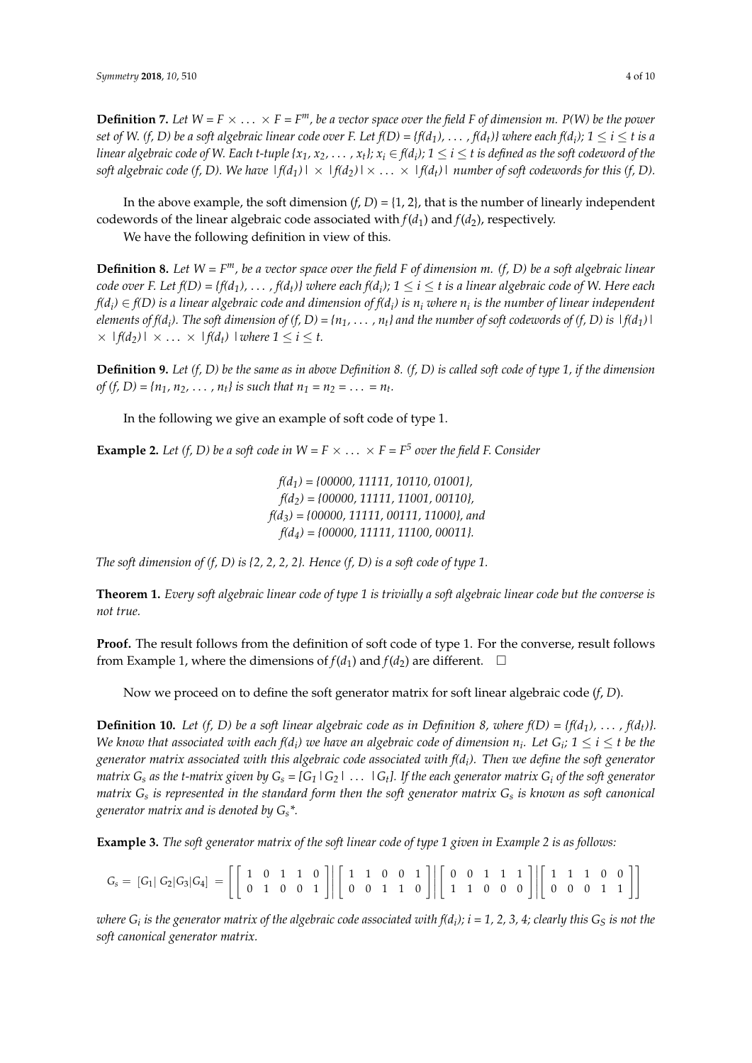**Definition 7.** *Let $W = F \times \ldots \times F = F^m$, be a vector space over the field F of dimension m. P(W) be the power set of W. (f, D) be a soft algebraic linear code over F. Let $f(D) = \{f(d_1), \ldots, f(d_t)\}$ where each $f(d_i)$; $1 \leq i \leq t$ is a linear algebraic code of W. Each t-tuple $\{x_1, x_2, \ldots, x_t\}$; $x_i \in f(d_i)$; $1 \leq i \leq t$ is defined as the soft codeword of the soft algebraic code (f, D). We have $|f(d_1)| \times |f(d_2)| \times \ldots \times |f(d_t)|$ number of soft codewords for this (f, D).*

In the above example, the soft dimension (*f*, *D*) = {1, 2}, that is the number of linearly independent codewords of the linear algebraic code associated with $f(d_1)$ and $f(d_2)$, respectively.

We have the following definition in view of this.

**Definition 8.** *Let $W = F^m$, be a vector space over the field F of dimension m. (f, D) be a soft algebraic linear code over F. Let $f(D) = \{f(d_1), \ldots, f(d_t)\}$ where each $f(d_i)$; $1 \leq i \leq t$ is a linear algebraic code of W. Here each $f(d_i) \in f(D)$ is a linear algebraic code and dimension of $f(d_i)$ is $n_i$ where $n_i$ is the number of linear independent elements of $f(d_i)$. The soft dimension of (f, D) = $\{n_1, \ldots, n_t\}$ and the number of soft codewords of (f, D) is $|f(d_1)| \times |f(d_2)| \times \ldots \times |f(d_t)|$ where $1 \leq i \leq t$.*

**Definition 9.** *Let (f, D) be the same as in above Definition 8. (f, D) is called soft code of type 1, if the dimension of (f, D) = $\{n_1, n_2, \ldots, n_t\}$ is such that $n_1 = n_2 = \ldots = n_t$.*

In the following we give an example of soft code of type 1.

**Example 2.** *Let (f, D) be a soft code in $W = F \times \ldots \times F = F^5$ over the field F. Consider*

*$f(d_1)$ = {00000, 11111, 10110, 01001},*
*$f(d_2)$ = {00000, 11111, 11001, 00110},*
*$f(d_3)$ = {00000, 11111, 00111, 11000}, and*
*$f(d_4)$ = {00000, 11111, 11100, 00011}.*

*The soft dimension of (f, D) is {2, 2, 2, 2}. Hence (f, D) is a soft code of type 1.*

**Theorem 1.** *Every soft algebraic linear code of type 1 is trivially a soft algebraic linear code but the converse is not true.*

**Proof.** The result follows from the definition of soft code of type 1. For the converse, result follows from Example 1, where the dimensions of $f(d_1)$ and $f(d_2)$ are different. □

Now we proceed on to define the soft generator matrix for soft linear algebraic code (*f*, *D*).

**Definition 10.** *Let (f, D) be a soft linear algebraic code as in Definition 8, where $f(D) = \{f(d_1), \ldots, f(d_t)\}$. We know that associated with each $f(d_i)$ we have an algebraic code of dimension $n_i$. Let $G_i$; $1 \leq i \leq t$ be the generator matrix associated with this algebraic code associated with $f(d_i)$. Then we define the soft generator matrix $G_s$ as the t-matrix given by $G_s = [G_1 | G_2 | \ldots | G_t]$. If the each generator matrix $G_i$ of the soft generator matrix $G_s$ is represented in the standard form then the soft generator matrix $G_s$ is known as soft canonical generator matrix and is denoted by $G_s$\*.*

**Example 3.** *The soft generator matrix of the soft linear code of type 1 given in Example 2 is as follows:*

$$G_s = [G_1 | G_2 | G_3 | G_4] = \left[ \left[ \begin{array}{ccccc} 1 & 0 & 1 & 1 & 0 \\ 0 & 1 & 0 & 0 & 1 \end{array} \right] \middle| \left[ \begin{array}{ccccc} 1 & 1 & 0 & 0 & 1 \\ 0 & 0 & 1 & 1 & 0 \end{array} \right] \middle| \left[ \begin{array}{ccccc} 0 & 0 & 1 & 1 & 1 \\ 1 & 1 & 0 & 0 & 0 \end{array} \right] \middle| \left[ \begin{array}{ccccc} 1 & 1 & 1 & 0 & 0 \\ 0 & 0 & 0 & 1 & 1 \end{array} \right] \right]$$

*where $G_i$ is the generator matrix of the algebraic code associated with $f(d_i)$; i = 1, 2, 3, 4; clearly this $G_S$ is not the soft canonical generator matrix.*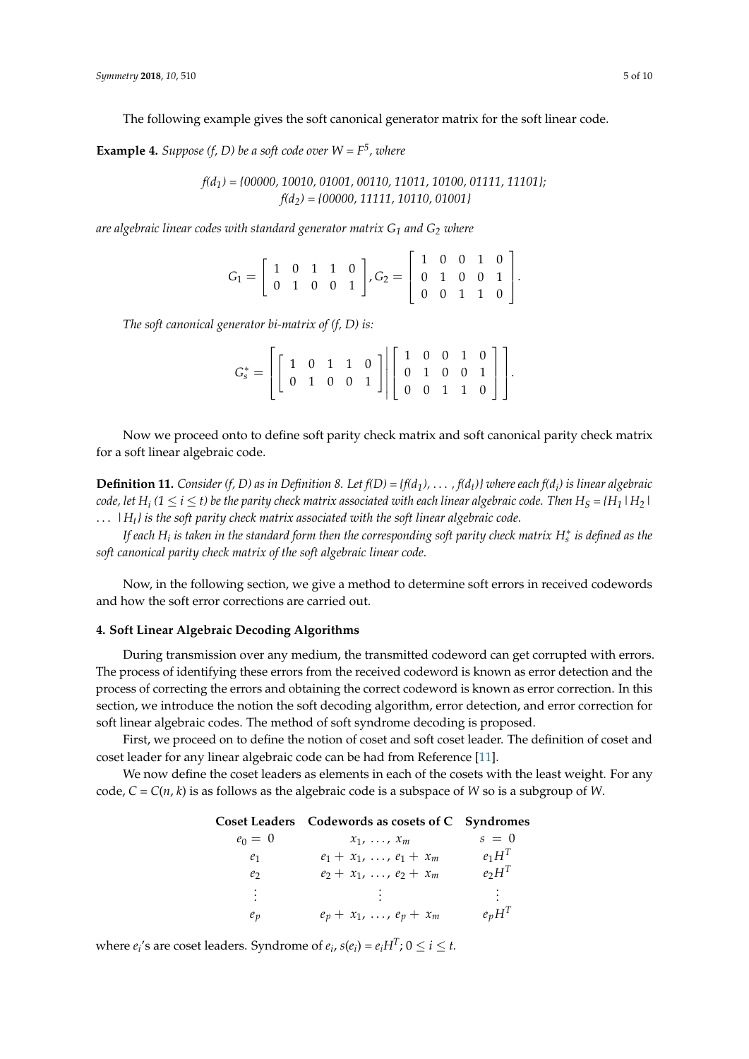The following example gives the soft canonical generator matrix for the soft linear code.

**Example 4.** *Suppose (f, D) be a soft code over W =* $F^5$*, where*

$$f(d_1) = \{00000, 10010, 01001, 00110, 11011, 10100, 01111, 11101\};$$
$$f(d_2) = \{00000, 11111, 10110, 01001\}$$

*are algebraic linear codes with standard generator matrix* $G_1$ *and* $G_2$ *where*

$$G_1 = \begin{bmatrix} 1 & 0 & 1 & 1 & 0 \\ 0 & 1 & 0 & 0 & 1 \end{bmatrix}, G_2 = \begin{bmatrix} 1 & 0 & 0 & 1 & 0 \\ 0 & 1 & 0 & 0 & 1 \\ 0 & 0 & 1 & 1 & 0 \end{bmatrix}.$$

*The soft canonical generator bi-matrix of (f, D) is:*

$$G_s^* = \left[ \begin{bmatrix} 1 & 0 & 1 & 1 & 0 \\ 0 & 1 & 0 & 0 & 1 \end{bmatrix} \middle| \begin{bmatrix} 1 & 0 & 0 & 1 & 0 \\ 0 & 1 & 0 & 0 & 1 \\ 0 & 0 & 1 & 1 & 0 \end{bmatrix} \right].$$

Now we proceed onto to define soft parity check matrix and soft canonical parity check matrix for a soft linear algebraic code.

**Definition 11.** *Consider (f, D) as in Definition 8. Let* $f(D) = \{f(d_1), \ldots, f(d_t)\}$ *where each* $f(d_i)$ *is linear algebraic code, let* $H_i$ $(1 \le i \le t)$ *be the parity check matrix associated with each linear algebraic code. Then* $H_S = \{H_1 \mid H_2 \mid \ldots \mid H_t\}$ *is the soft parity check matrix associated with the soft linear algebraic code.*

*If each* $H_i$ *is taken in the standard form then the corresponding soft parity check matrix* $H_s^*$ *is defined as the soft canonical parity check matrix of the soft algebraic linear code.*

Now, in the following section, we give a method to determine soft errors in received codewords and how the soft error corrections are carried out.

## 4. Soft Linear Algebraic Decoding Algorithms

During transmission over any medium, the transmitted codeword can get corrupted with errors. The process of identifying these errors from the received codeword is known as error detection and the process of correcting the errors and obtaining the correct codeword is known as error correction. In this section, we introduce the notion the soft decoding algorithm, error detection, and error correction for soft linear algebraic codes. The method of soft syndrome decoding is proposed.

First, we proceed on to define the notion of coset and soft coset leader. The definition of coset and coset leader for any linear algebraic code can be had from Reference [11].

We now define the coset leaders as elements in each of the cosets with the least weight. For any code, $C = C(n, k)$ is as follows as the algebraic code is a subspace of $W$ so is a subgroup of $W$.

| Coset Leaders | Codewords as cosets of C | Syndromes |
|---|---|---|
| $e_0 = 0$ | $x_1, \ldots, x_m$ | $s = 0$ |
| $e_1$ | $e_1 + x_1, \ldots, e_1 + x_m$ | $e_1H^T$ |
| $e_2$ | $e_2 + x_1, \ldots, e_2 + x_m$ | $e_2H^T$ |
| $\vdots$ | $\vdots$ | $\vdots$ |
| $e_p$ | $e_p + x_1, \ldots, e_p + x_m$ | $e_pH^T$ |

where $e_i$'s are coset leaders. Syndrome of $e_i$, $s(e_i) = e_iH^T$; $0 \le i \le t$.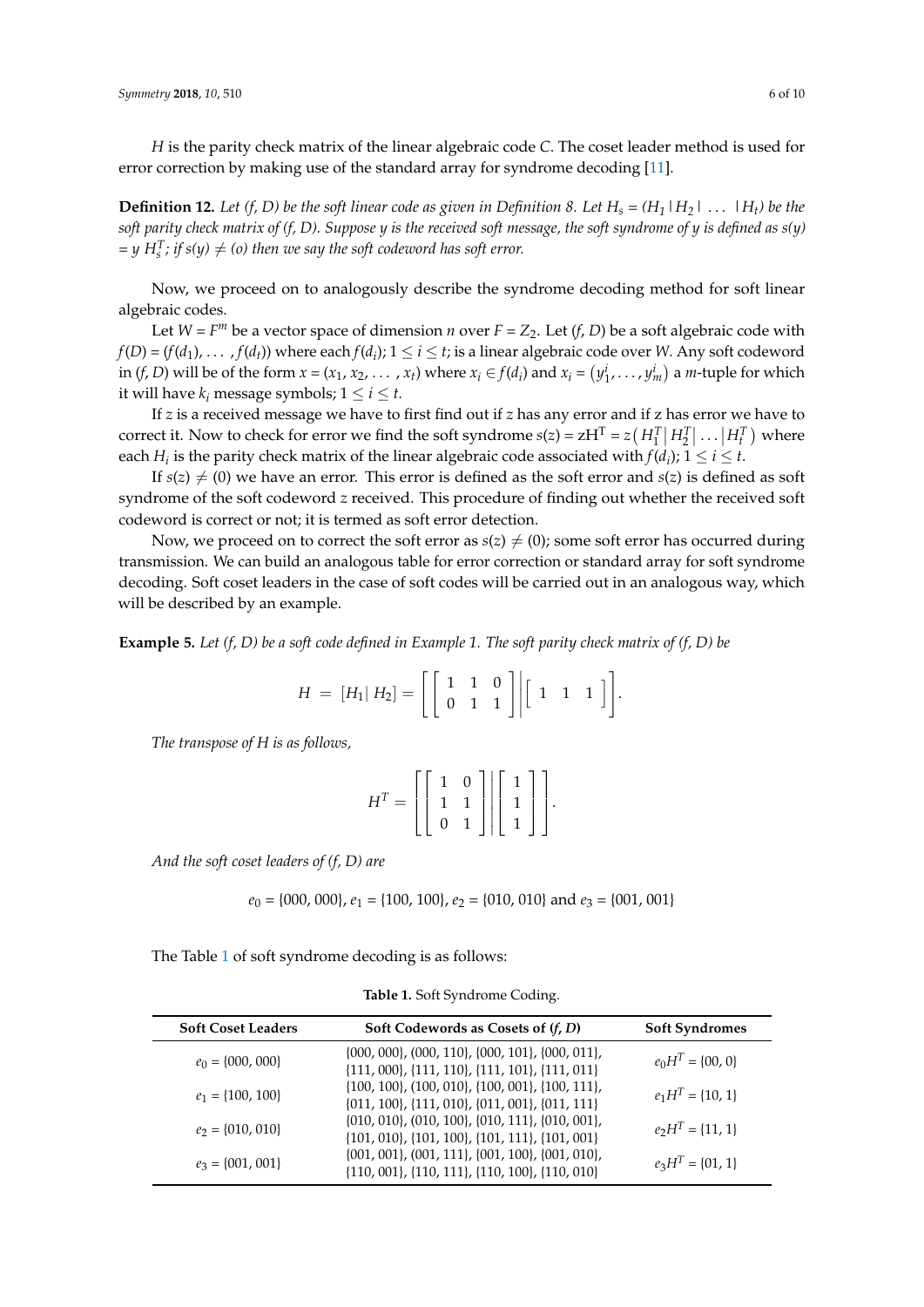$H$ is the parity check matrix of the linear algebraic code $C$. The coset leader method is used for error correction by making use of the standard array for syndrome decoding [11].

**Definition 12.** *Let (f, D) be the soft linear code as given in Definition 8. Let $H_s = (H_1 \mid H_2 \mid \ \ldots \ \mid H_t)$ be the soft parity check matrix of (f, D). Suppose y is the received soft message, the soft syndrome of y is defined as s(y) = y $H_s^T$; if s(y) $\neq$ (o) then we say the soft codeword has soft error.*

Now, we proceed on to analogously describe the syndrome decoding method for soft linear algebraic codes.

Let $W = F^m$ be a vector space of dimension $n$ over $F = Z_2$. Let $(f, D)$ be a soft algebraic code with $f(D) = (f(d_1), \ldots, f(d_t))$ where each $f(d_i)$; $1 \leq i \leq t$; is a linear algebraic code over $W$. Any soft codeword in $(f, D)$ will be of the form $x = (x_1, x_2, \ldots, x_t)$ where $x_i \in f(d_i)$ and $x_i = \left(y_1^i, \ldots, y_m^i\right)$ a $m$-tuple for which it will have $k_i$ message symbols; $1 \leq i \leq t$.

If $z$ is a received message we have to first find out if $z$ has any error and if z has error we have to correct it. Now to check for error we find the soft syndrome $s(z) = zH^T = z\left(H_1^T \middle| H_2^T \middle| \ldots \middle| H_t^T\right)$ where each $H_i$ is the parity check matrix of the linear algebraic code associated with $f(d_i)$; $1 \leq i \leq t$.

If $s(z) \neq (0)$ we have an error. This error is defined as the soft error and $s(z)$ is defined as soft syndrome of the soft codeword $z$ received. This procedure of finding out whether the received soft codeword is correct or not; it is termed as soft error detection.

Now, we proceed on to correct the soft error as $s(z) \neq (0)$; some soft error has occurred during transmission. We can build an analogous table for error correction or standard array for soft syndrome decoding. Soft coset leaders in the case of soft codes will be carried out in an analogous way, which will be described by an example.

**Example 5.** *Let (f, D) be a soft code defined in Example 1. The soft parity check matrix of (f, D) be*

$$H = [H_1 | \ H_2] = \left[ \left[ \begin{array}{ccc} 1 & 1 & 0 \\ 0 & 1 & 1 \end{array} \right] \middle| \left[ \begin{array}{ccc} 1 & 1 & 1 \end{array} \right] \right].$$

*The transpose of H is as follows,*

$$H^T = \left[ \left[ \begin{array}{cc} 1 & 0 \\ 1 & 1 \\ 0 & 1 \end{array} \right] \middle| \left[ \begin{array}{c} 1 \\ 1 \\ 1 \end{array} \right] \right].$$

*And the soft coset leaders of (f, D) are*

$$e_0 = \{000, 000\}, e_1 = \{100, 100\}, e_2 = \{010, 010\} \text{ and } e_3 = \{001, 001\}$$

The Table 1 of soft syndrome decoding is as follows:

**Table 1.** Soft Syndrome Coding.

| Soft Coset Leaders | Soft Codewords as Cosets of (f, D) | Soft Syndromes |
|---|---|---|
| $e_0$ = {000, 000} | {000, 000}, (000, 110}, {000, 101}, {000, 011}, {111, 000}, {111, 110}, {111, 101}, {111, 011} | $e_0H^T$ = {00, 0} |
| $e_1$ = {100, 100} | {100, 100}, (100, 010}, {100, 001}, {100, 111}, {011, 100}, {111, 010}, {011, 001}, {011, 111} | $e_1H^T$ = {10, 1} |
| $e_2$ = {010, 010} | {010, 010}, (010, 100}, {010, 111}, {010, 001}, {101, 010}, {101, 100}, {101, 111}, {101, 001} | $e_2H^T$ = {11, 1} |
| $e_3$ = {001, 001} | {001, 001}, (001, 111}, {001, 100}, {001, 010}, {110, 001}, {110, 111}, {110, 100}, {110, 010} | $e_3H^T$ = {01, 1} |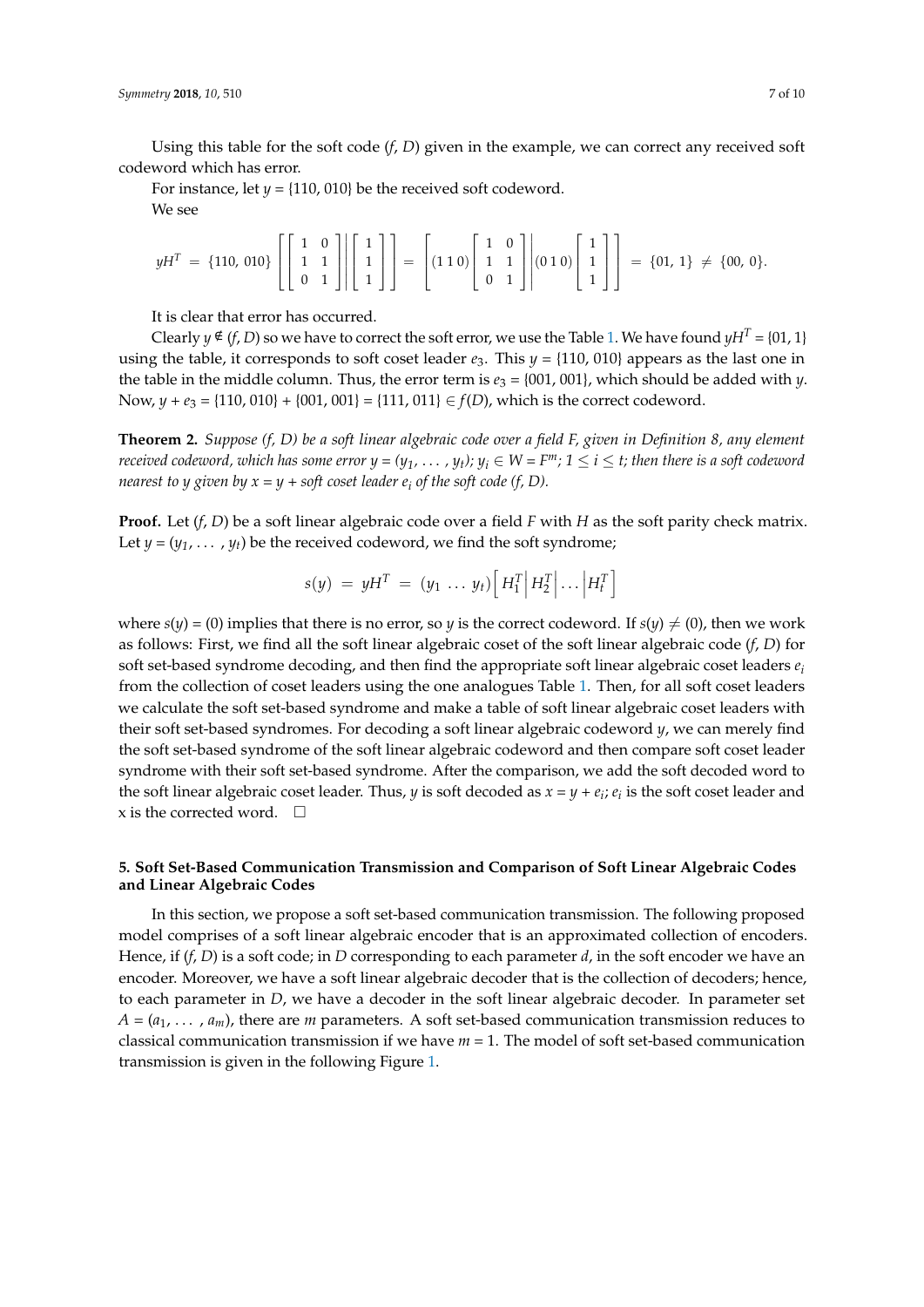Using this table for the soft code $(f, D)$ given in the example, we can correct any received soft codeword which has error.

For instance, let $y = \{110, 010\}$ be the received soft codeword.

We see

$$yH^T = \{110,\ 010\}\left[\left[\begin{array}{cc} 1 & 0 \\ 1 & 1 \\ 0 & 1 \end{array}\right]\middle|\left[\begin{array}{c} 1 \\ 1 \\ 1 \end{array}\right]\right] = \left[(1\,1\,0)\left[\begin{array}{cc} 1 & 0 \\ 1 & 1 \\ 0 & 1 \end{array}\right]\middle|(0\,1\,0)\left[\begin{array}{c} 1 \\ 1 \\ 1 \end{array}\right]\right] = \{01,\ 1\} \neq \{00,\ 0\}.$$

It is clear that error has occurred.

Clearly $y \notin (f, D)$ so we have to correct the soft error, we use the Table 1. We have found $yH^T = \{01, 1\}$ using the table, it corresponds to soft coset leader $e_3$. This $y = \{110, 010\}$ appears as the last one in the table in the middle column. Thus, the error term is $e_3 = \{001, 001\}$, which should be added with $y$. Now, $y + e_3 = \{110, 010\} + \{001, 001\} = \{111, 011\} \in f(D)$, which is the correct codeword.

**Theorem 2.** *Suppose $(f, D)$ be a soft linear algebraic code over a field $F$, given in Definition 8, any element received codeword, which has some error $y = (y_1, \ldots, y_t)$; $y_i \in W = F^m$; $1 \leq i \leq t$; then there is a soft codeword nearest to $y$ given by $x = y +$ soft coset leader $e_i$ of the soft code $(f, D)$.*

**Proof.** Let $(f, D)$ be a soft linear algebraic code over a field $F$ with $H$ as the soft parity check matrix. Let $y = (y_1, \ldots, y_t)$ be the received codeword, we find the soft syndrome;

$$s(y) = yH^T = (y_1\ \ldots\ y_t)\left[\,H_1^T\middle|\,H_2^T\middle|\ldots\middle|H_t^T\,\right]$$

where $s(y) = (0)$ implies that there is no error, so $y$ is the correct codeword. If $s(y) \neq (0)$, then we work as follows: First, we find all the soft linear algebraic coset of the soft linear algebraic code $(f, D)$ for soft set-based syndrome decoding, and then find the appropriate soft linear algebraic coset leaders $e_i$ from the collection of coset leaders using the one analogues Table 1. Then, for all soft coset leaders we calculate the soft set-based syndrome and make a table of soft linear algebraic coset leaders with their soft set-based syndromes. For decoding a soft linear algebraic codeword $y$, we can merely find the soft set-based syndrome of the soft linear algebraic codeword and then compare soft coset leader syndrome with their soft set-based syndrome. After the comparison, we add the soft decoded word to the soft linear algebraic coset leader. Thus, $y$ is soft decoded as $x = y + e_i$; $e_i$ is the soft coset leader and x is the corrected word. □

## 5. Soft Set-Based Communication Transmission and Comparison of Soft Linear Algebraic Codes and Linear Algebraic Codes

In this section, we propose a soft set-based communication transmission. The following proposed model comprises of a soft linear algebraic encoder that is an approximated collection of encoders. Hence, if $(f, D)$ is a soft code; in $D$ corresponding to each parameter $d$, in the soft encoder we have an encoder. Moreover, we have a soft linear algebraic decoder that is the collection of decoders; hence, to each parameter in $D$, we have a decoder in the soft linear algebraic decoder. In parameter set $A = (a_1, \ldots, a_m)$, there are $m$ parameters. A soft set-based communication transmission reduces to classical communication transmission if we have $m = 1$. The model of soft set-based communication transmission is given in the following Figure 1.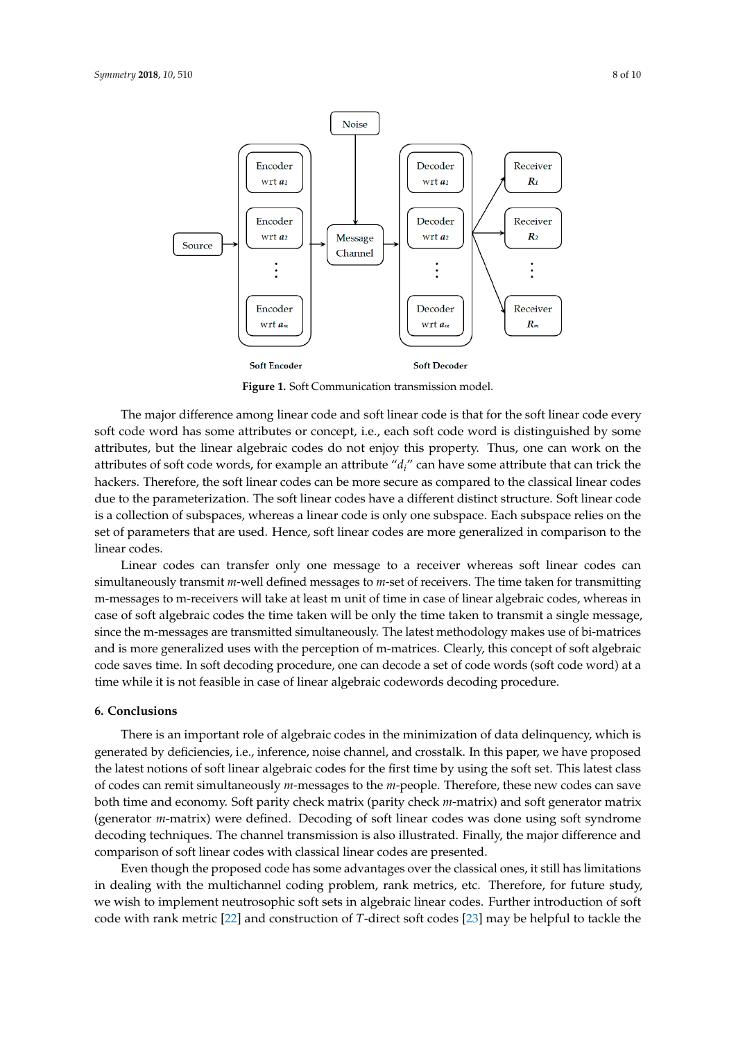**Figure 1.** Soft Communication transmission model.

The major difference among linear code and soft linear code is that for the soft linear code every soft code word has some attributes or concept, i.e., each soft code word is distinguished by some attributes, but the linear algebraic codes do not enjoy this property. Thus, one can work on the attributes of soft code words, for example an attribute "$d_i$" can have some attribute that can trick the hackers. Therefore, the soft linear codes can be more secure as compared to the classical linear codes due to the parameterization. The soft linear codes have a different distinct structure. Soft linear code is a collection of subspaces, whereas a linear code is only one subspace. Each subspace relies on the set of parameters that are used. Hence, soft linear codes are more generalized in comparison to the linear codes.

Linear codes can transfer only one message to a receiver whereas soft linear codes can simultaneously transmit $m$-well defined messages to $m$-set of receivers. The time taken for transmitting m-messages to m-receivers will take at least m unit of time in case of linear algebraic codes, whereas in case of soft algebraic codes the time taken will be only the time taken to transmit a single message, since the m-messages are transmitted simultaneously. The latest methodology makes use of bi-matrices and is more generalized uses with the perception of m-matrices. Clearly, this concept of soft algebraic code saves time. In soft decoding procedure, one can decode a set of code words (soft code word) at a time while it is not feasible in case of linear algebraic codewords decoding procedure.

## 6. Conclusions

There is an important role of algebraic codes in the minimization of data delinquency, which is generated by deficiencies, i.e., inference, noise channel, and crosstalk. In this paper, we have proposed the latest notions of soft linear algebraic codes for the first time by using the soft set. This latest class of codes can remit simultaneously $m$-messages to the $m$-people. Therefore, these new codes can save both time and economy. Soft parity check matrix (parity check $m$-matrix) and soft generator matrix (generator $m$-matrix) were defined. Decoding of soft linear codes was done using soft syndrome decoding techniques. The channel transmission is also illustrated. Finally, the major difference and comparison of soft linear codes with classical linear codes are presented.

Even though the proposed code has some advantages over the classical ones, it still has limitations in dealing with the multichannel coding problem, rank metrics, etc. Therefore, for future study, we wish to implement neutrosophic soft sets in algebraic linear codes. Further introduction of soft code with rank metric [22] and construction of $T$-direct soft codes [23] may be helpful to tackle the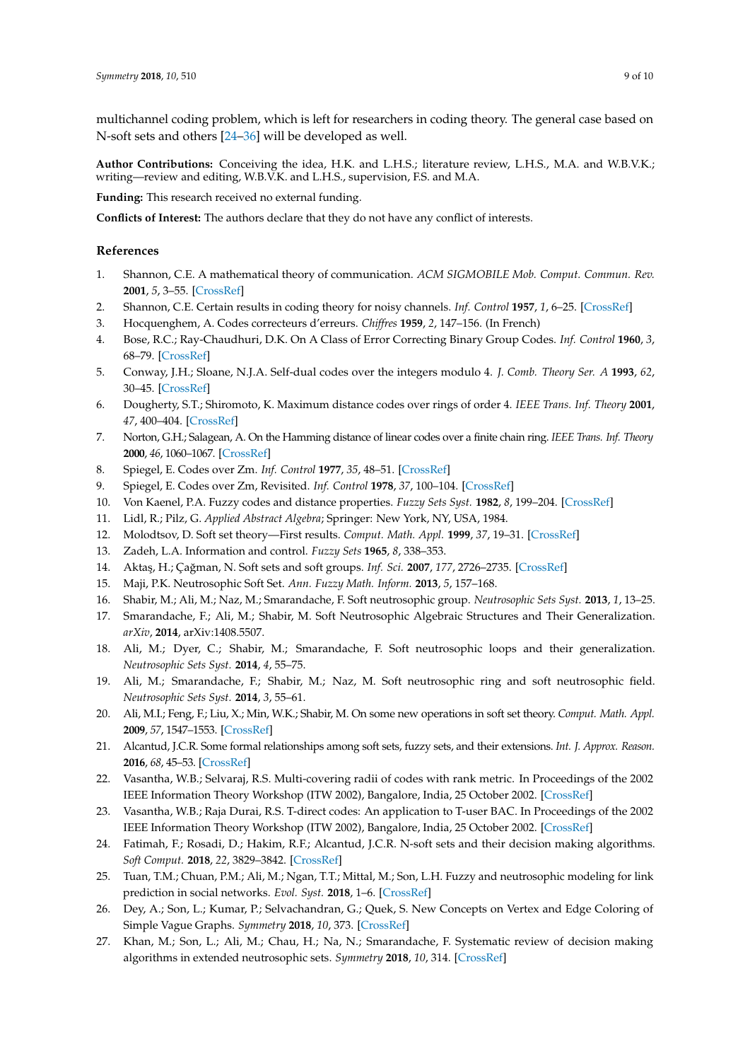multichannel coding problem, which is left for researchers in coding theory. The general case based on N-soft sets and others [24–36] will be developed as well.

**Author Contributions:** Conceiving the idea, H.K. and L.H.S.; literature review, L.H.S., M.A. and W.B.V.K.; writing—review and editing, W.B.V.K. and L.H.S., supervision, F.S. and M.A.

**Funding:** This research received no external funding.

**Conflicts of Interest:** The authors declare that they do not have any conflict of interests.

## References

1. Shannon, C.E. A mathematical theory of communication. *ACM SIGMOBILE Mob. Comput. Commun. Rev.* **2001**, *5*, 3–55. [CrossRef]
2. Shannon, C.E. Certain results in coding theory for noisy channels. *Inf. Control* **1957**, *1*, 6–25. [CrossRef]
3. Hocquenghem, A. Codes correcteurs d'erreurs. *Chiffres* **1959**, *2*, 147–156. (In French)
4. Bose, R.C.; Ray-Chaudhuri, D.K. On A Class of Error Correcting Binary Group Codes. *Inf. Control* **1960**, *3*, 68–79. [CrossRef]
5. Conway, J.H.; Sloane, N.J.A. Self-dual codes over the integers modulo 4. *J. Comb. Theory Ser. A* **1993**, *62*, 30–45. [CrossRef]
6. Dougherty, S.T.; Shiromoto, K. Maximum distance codes over rings of order 4. *IEEE Trans. Inf. Theory* **2001**, *47*, 400–404. [CrossRef]
7. Norton, G.H.; Salagean, A. On the Hamming distance of linear codes over a finite chain ring. *IEEE Trans. Inf. Theory* **2000**, *46*, 1060–1067. [CrossRef]
8. Spiegel, E. Codes over Zm. *Inf. Control* **1977**, *35*, 48–51. [CrossRef]
9. Spiegel, E. Codes over Zm, Revisited. *Inf. Control* **1978**, *37*, 100–104. [CrossRef]
10. Von Kaenel, P.A. Fuzzy codes and distance properties. *Fuzzy Sets Syst.* **1982**, *8*, 199–204. [CrossRef]
11. Lidl, R.; Pilz, G. *Applied Abstract Algebra*; Springer: New York, NY, USA, 1984.
12. Molodtsov, D. Soft set theory—First results. *Comput. Math. Appl.* **1999**, *37*, 19–31. [CrossRef]
13. Zadeh, L.A. Information and control. *Fuzzy Sets* **1965**, *8*, 338–353.
14. Aktaş, H.; Çağman, N. Soft sets and soft groups. *Inf. Sci.* **2007**, *177*, 2726–2735. [CrossRef]
15. Maji, P.K. Neutrosophic Soft Set. *Ann. Fuzzy Math. Inform.* **2013**, *5*, 157–168.
16. Shabir, M.; Ali, M.; Naz, M.; Smarandache, F. Soft neutrosophic group. *Neutrosophic Sets Syst.* **2013**, *1*, 13–25.
17. Smarandache, F.; Ali, M.; Shabir, M. Soft Neutrosophic Algebraic Structures and Their Generalization. *arXiv*, **2014**, arXiv:1408.5507.
18. Ali, M.; Dyer, C.; Shabir, M.; Smarandache, F. Soft neutrosophic loops and their generalization. *Neutrosophic Sets Syst.* **2014**, *4*, 55–75.
19. Ali, M.; Smarandache, F.; Shabir, M.; Naz, M. Soft neutrosophic ring and soft neutrosophic field. *Neutrosophic Sets Syst.* **2014**, *3*, 55–61.
20. Ali, M.I.; Feng, F.; Liu, X.; Min, W.K.; Shabir, M. On some new operations in soft set theory. *Comput. Math. Appl.* **2009**, *57*, 1547–1553. [CrossRef]
21. Alcantud, J.C.R. Some formal relationships among soft sets, fuzzy sets, and their extensions. *Int. J. Approx. Reason.* **2016**, *68*, 45–53. [CrossRef]
22. Vasantha, W.B.; Selvaraj, R.S. Multi-covering radii of codes with rank metric. In Proceedings of the 2002 IEEE Information Theory Workshop (ITW 2002), Bangalore, India, 25 October 2002. [CrossRef]
23. Vasantha, W.B.; Raja Durai, R.S. T-direct codes: An application to T-user BAC. In Proceedings of the 2002 IEEE Information Theory Workshop (ITW 2002), Bangalore, India, 25 October 2002. [CrossRef]
24. Fatimah, F.; Rosadi, D.; Hakim, R.F.; Alcantud, J.C.R. N-soft sets and their decision making algorithms. *Soft Comput.* **2018**, *22*, 3829–3842. [CrossRef]
25. Tuan, T.M.; Chuan, P.M.; Ali, M.; Ngan, T.T.; Mittal, M.; Son, L.H. Fuzzy and neutrosophic modeling for link prediction in social networks. *Evol. Syst.* **2018**, 1–6. [CrossRef]
26. Dey, A.; Son, L.; Kumar, P.; Selvachandran, G.; Quek, S. New Concepts on Vertex and Edge Coloring of Simple Vague Graphs. *Symmetry* **2018**, *10*, 373. [CrossRef]
27. Khan, M.; Son, L.; Ali, M.; Chau, H.; Na, N.; Smarandache, F. Systematic review of decision making algorithms in extended neutrosophic sets. *Symmetry* **2018**, *10*, 314. [CrossRef]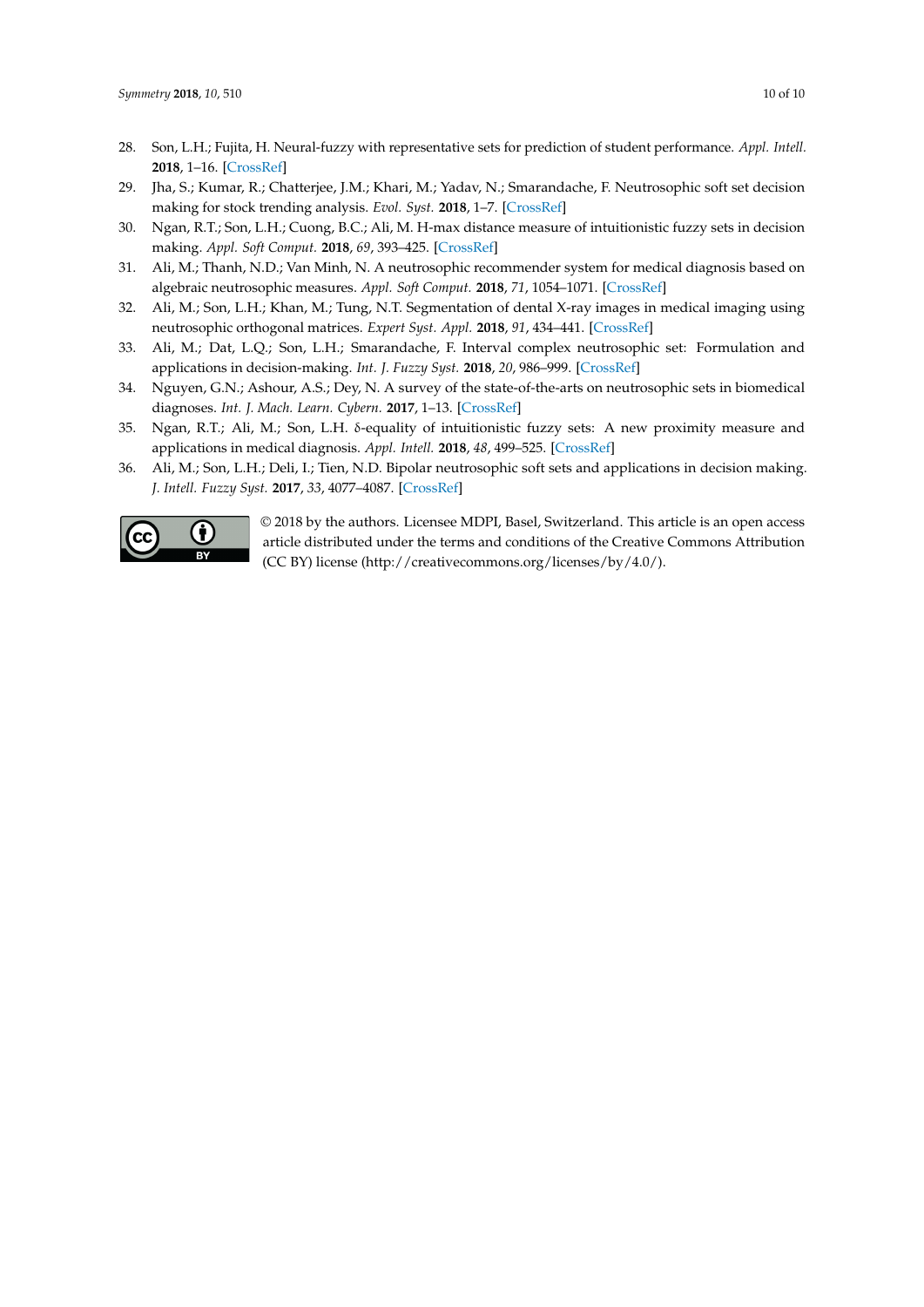28. Son, L.H.; Fujita, H. Neural-fuzzy with representative sets for prediction of student performance. *Appl. Intell.* **2018**, 1–16. [CrossRef]
29. Jha, S.; Kumar, R.; Chatterjee, J.M.; Khari, M.; Yadav, N.; Smarandache, F. Neutrosophic soft set decision making for stock trending analysis. *Evol. Syst.* **2018**, 1–7. [CrossRef]
30. Ngan, R.T.; Son, L.H.; Cuong, B.C.; Ali, M. H-max distance measure of intuitionistic fuzzy sets in decision making. *Appl. Soft Comput.* **2018**, *69*, 393–425. [CrossRef]
31. Ali, M.; Thanh, N.D.; Van Minh, N. A neutrosophic recommender system for medical diagnosis based on algebraic neutrosophic measures. *Appl. Soft Comput.* **2018**, *71*, 1054–1071. [CrossRef]
32. Ali, M.; Son, L.H.; Khan, M.; Tung, N.T. Segmentation of dental X-ray images in medical imaging using neutrosophic orthogonal matrices. *Expert Syst. Appl.* **2018**, *91*, 434–441. [CrossRef]
33. Ali, M.; Dat, L.Q.; Son, L.H.; Smarandache, F. Interval complex neutrosophic set: Formulation and applications in decision-making. *Int. J. Fuzzy Syst.* **2018**, *20*, 986–999. [CrossRef]
34. Nguyen, G.N.; Ashour, A.S.; Dey, N. A survey of the state-of-the-arts on neutrosophic sets in biomedical diagnoses. *Int. J. Mach. Learn. Cybern.* **2017**, 1–13. [CrossRef]
35. Ngan, R.T.; Ali, M.; Son, L.H. δ-equality of intuitionistic fuzzy sets: A new proximity measure and applications in medical diagnosis. *Appl. Intell.* **2018**, *48*, 499–525. [CrossRef]
36. Ali, M.; Son, L.H.; Deli, I.; Tien, N.D. Bipolar neutrosophic soft sets and applications in decision making. *J. Intell. Fuzzy Syst.* **2017**, *33*, 4077–4087. [CrossRef]

© 2018 by the authors. Licensee MDPI, Basel, Switzerland. This article is an open access article distributed under the terms and conditions of the Creative Commons Attribution (CC BY) license (http://creativecommons.org/licenses/by/4.0/).